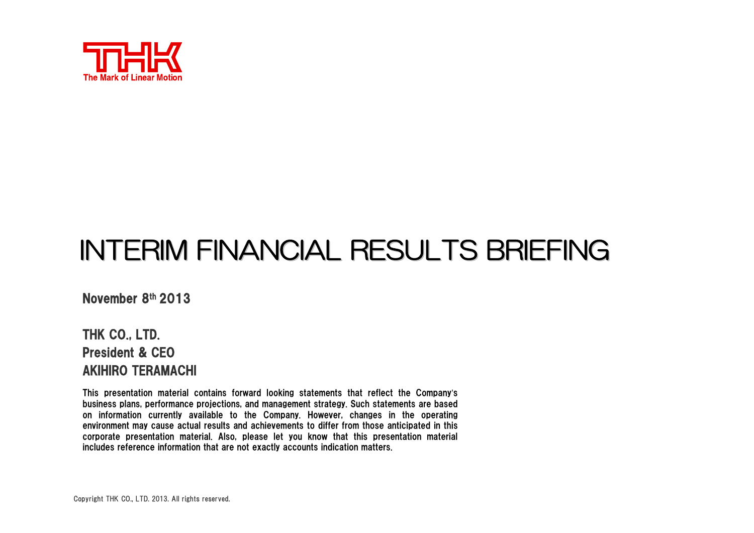THK

The Mark of Linear Motion

# INTERIM FINANCIAL RESULTS BRIEFING

**November 8th 2013**

**THK CO., LTD.**
**President & CEO**
**AKIHIRO TERAMACHI**

This presentation material contains forward looking statements that reflect the Company's business plans, performance projections, and management strategy. Such statements are based on information currently available to the Company. However, changes in the operating environment may cause actual results and achievements to differ from those anticipated in this corporate presentation material. Also, please let you know that this presentation material includes reference information that are not exactly accounts indication matters.

Copyright THK CO., LTD. 2013. All rights reserved.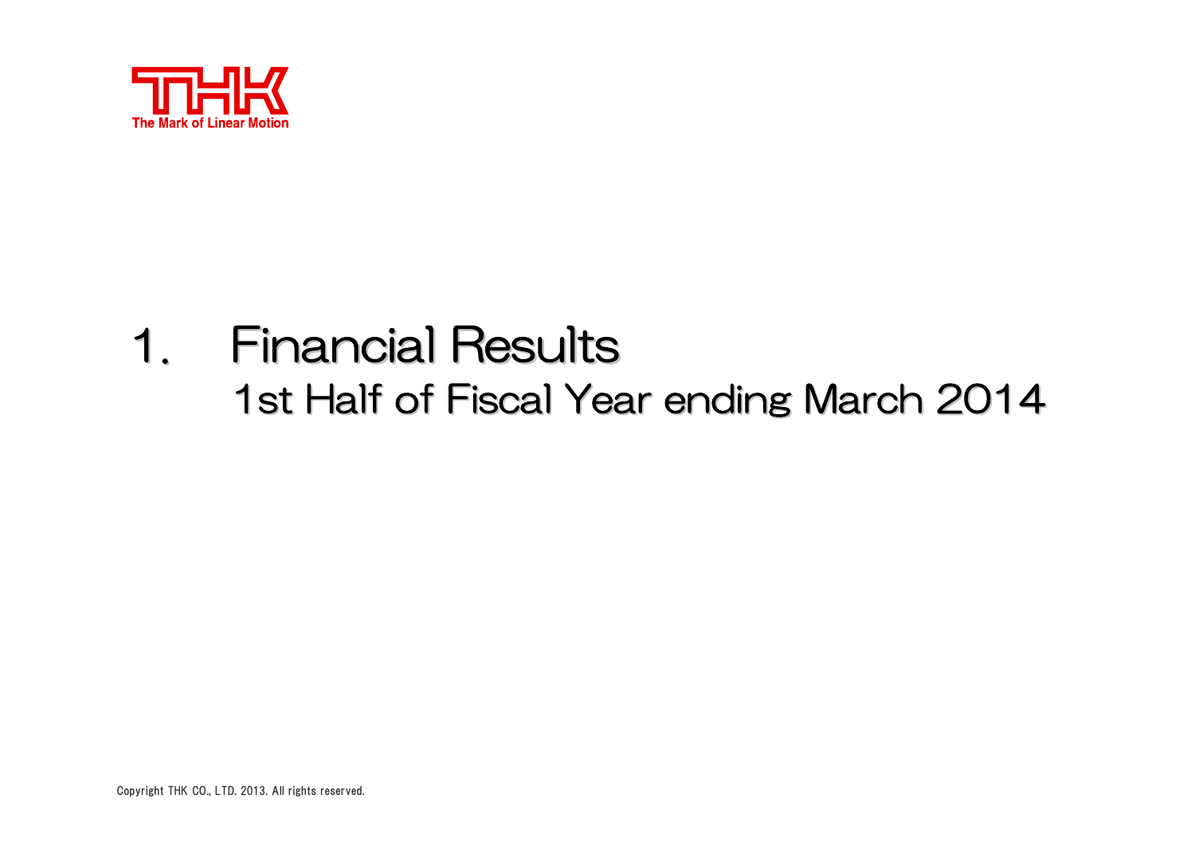# 1. Financial Results

## 1st Half of Fiscal Year ending March 2014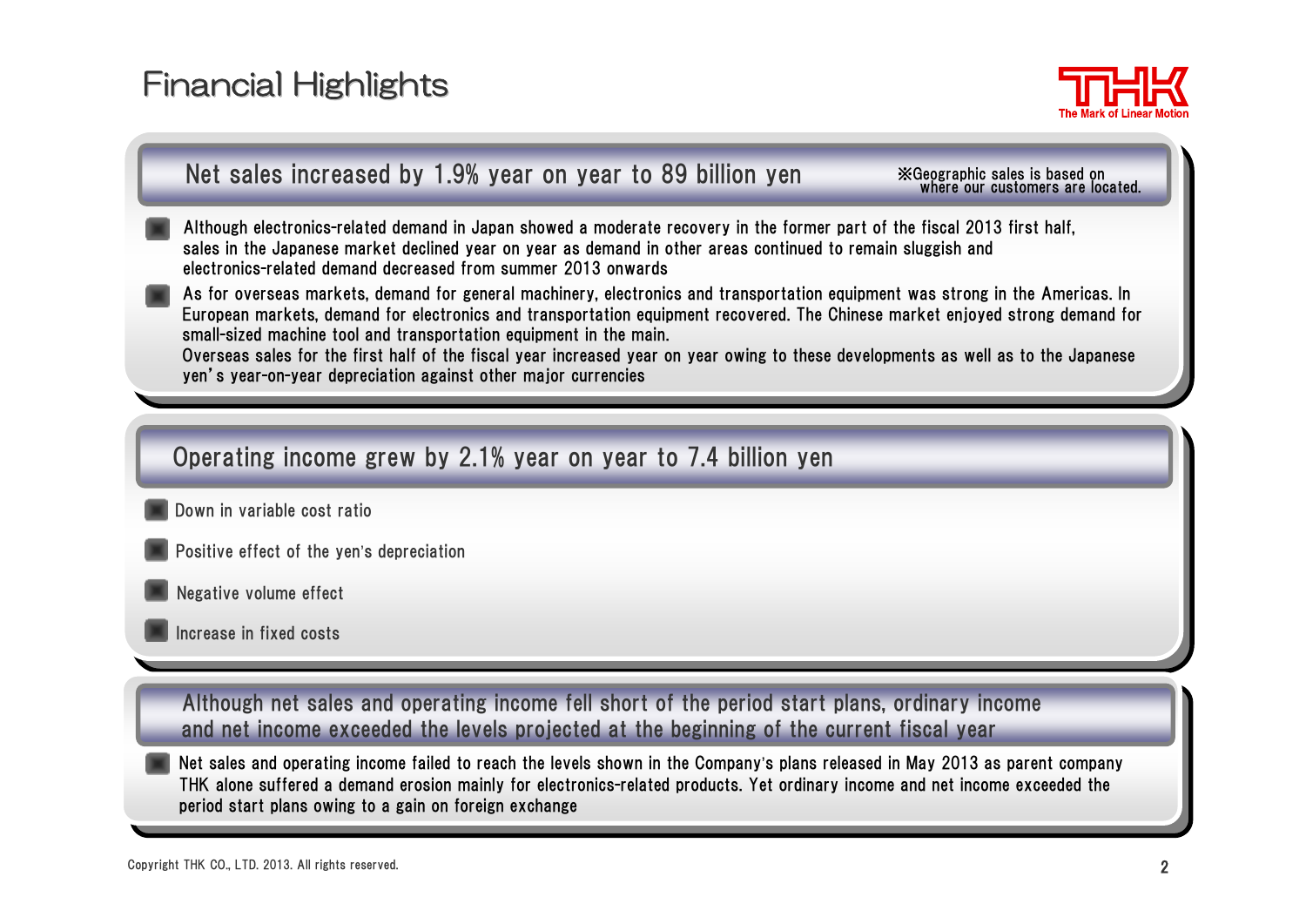# Financial Highlights

## Net sales increased by 1.9% year on year to 89 billion yen

※Geographic sales is based on where our customers are located.

- Although electronics-related demand in Japan showed a moderate recovery in the former part of the fiscal 2013 first half, sales in the Japanese market declined year on year as demand in other areas continued to remain sluggish and electronics-related demand decreased from summer 2013 onwards
- As for overseas markets, demand for general machinery, electronics and transportation equipment was strong in the Americas. In European markets, demand for electronics and transportation equipment recovered. The Chinese market enjoyed strong demand for small-sized machine tool and transportation equipment in the main.
  Overseas sales for the first half of the fiscal year increased year on year owing to these developments as well as to the Japanese yen's year-on-year depreciation against other major currencies

## Operating income grew by 2.1% year on year to 7.4 billion yen

- Down in variable cost ratio
- Positive effect of the yen's depreciation
- Negative volume effect
- Increase in fixed costs

## Although net sales and operating income fell short of the period start plans, ordinary income and net income exceeded the levels projected at the beginning of the current fiscal year

- Net sales and operating income failed to reach the levels shown in the Company's plans released in May 2013 as parent company THK alone suffered a demand erosion mainly for electronics-related products. Yet ordinary income and net income exceeded the period start plans owing to a gain on foreign exchange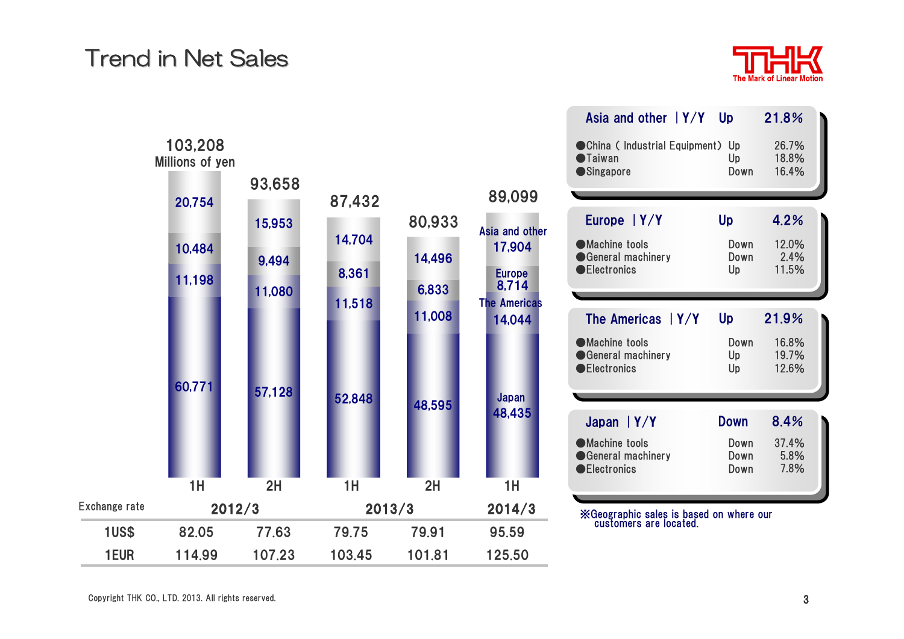# Trend in Net Sales

Millions of yen

| | 2012/3 1H | 2012/3 2H | 2013/3 1H | 2013/3 2H | 2014/3 1H |
|---|---|---|---|---|---|
| Asia and other | 20,754 | 15,953 | 14,704 | 14,496 | 17,904 |
| Europe | 10,484 | 9,494 | 8,361 | 6,833 | 8,714 |
| The Americas | 11,198 | 11,080 | 11,518 | 11,008 | 14,044 |
| Japan | 60,771 | 57,128 | 52,848 | 48,595 | 48,435 |
| Total | 103,208 | 93,658 | 87,432 | 80,933 | 89,099 |

| Exchange rate | 2012/3 1H | 2012/3 2H | 2013/3 1H | 2013/3 2H | 2014/3 1H |
|---|---|---|---|---|---|
| 1US$ | 82.05 | 77.63 | 79.75 | 79.91 | 95.59 |
| 1EUR | 114.99 | 107.23 | 103.45 | 101.81 | 125.50 |

**Asia and other | Y/Y Up 21.8%**

| | | |
|---|---|---|
| ●China ( Industrial Equipment) | Up | 26.7% |
| ●Taiwan | Up | 18.8% |
| ●Singapore | Down | 16.4% |

**Europe | Y/Y Up 4.2%**

| | | |
|---|---|---|
| ●Machine tools | Down | 12.0% |
| ●General machinery | Down | 2.4% |
| ●Electronics | Up | 11.5% |

**The Americas | Y/Y Up 21.9%**

| | | |
|---|---|---|
| ●Machine tools | Down | 16.8% |
| ●General machinery | Up | 19.7% |
| ●Electronics | Up | 12.6% |

**Japan | Y/Y Down 8.4%**

| | | |
|---|---|---|
| ●Machine tools | Down | 37.4% |
| ●General machinery | Down | 5.8% |
| ●Electronics | Down | 7.8% |

※Geographic sales is based on where our customers are located.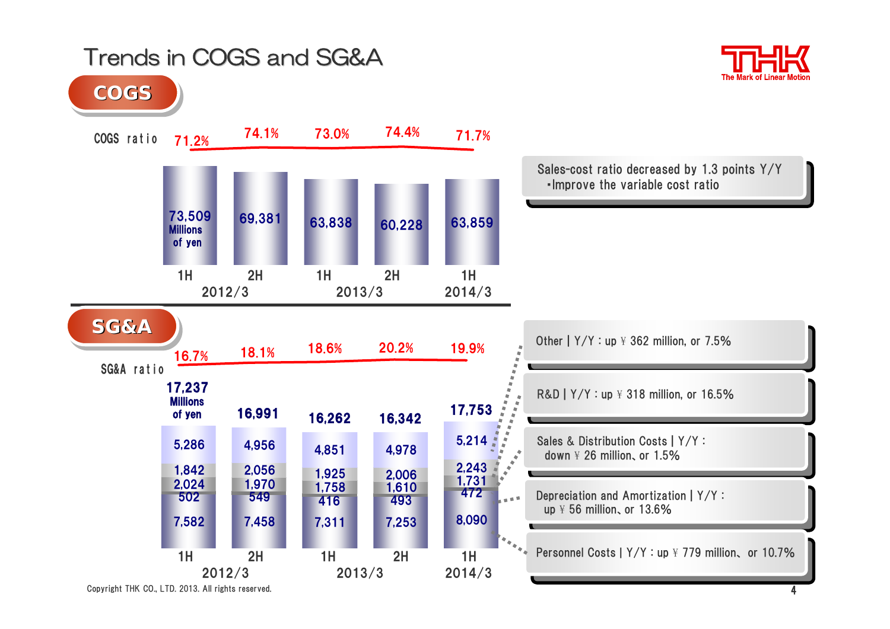# Trends in COGS and SG&A

## COGS

| | 2012/3 1H | 2012/3 2H | 2013/3 1H | 2013/3 2H | 2014/3 1H |
|---|---|---|---|---|---|
| COGS ratio | 71.2% | 74.1% | 73.0% | 74.4% | 71.7% |
| COGS (Millions of yen) | 73,509 | 69,381 | 63,838 | 60,228 | 63,859 |

Sales-cost ratio decreased by 1.3 points Y/Y
- Improve the variable cost ratio

## SG&A

| | 2012/3 1H | 2012/3 2H | 2013/3 1H | 2013/3 2H | 2014/3 1H |
|---|---|---|---|---|---|
| SG&A ratio | 16.7% | 18.1% | 18.6% | 20.2% | 19.9% |
| SG&A total (Millions of yen) | 17,237 | 16,991 | 16,262 | 16,342 | 17,753 |
| Other | 5,286 | 4,956 | 4,851 | 4,978 | 5,214 |
| R&D | 1,842 | 2,056 | 1,925 | 2,006 | 2,243 |
| Sales & Distribution Costs | 2,024 | 1,970 | 1,758 | 1,610 | 1,731 |
| Depreciation and Amortization | 502 | 549 | 416 | 493 | 472 |
| Personnel Costs | 7,582 | 7,458 | 7,311 | 7,253 | 8,090 |

- Other | Y/Y : up ¥ 362 million, or 7.5%
- R&D | Y/Y : up ¥ 318 million, or 16.5%
- Sales & Distribution Costs | Y/Y : down ¥ 26 million、or 1.5%
- Depreciation and Amortization | Y/Y : up ¥ 56 million、or 13.6%
- Personnel Costs | Y/Y : up ¥ 779 million、 or 10.7%

Copyright THK CO., LTD. 2013. All rights reserved.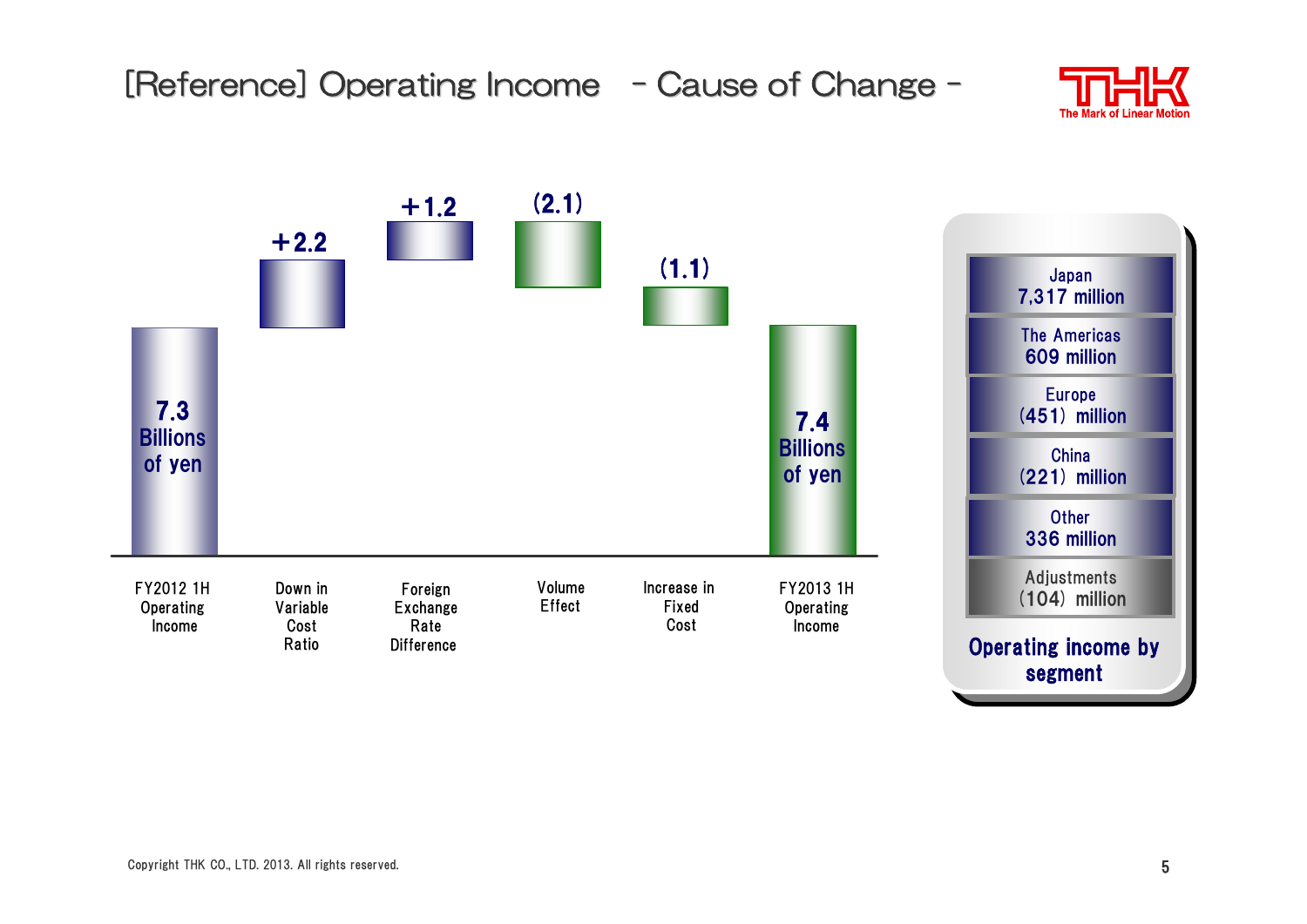# [Reference] Operating Income - Cause of Change -

| Item | Value |
| --- | --- |
| FY2012 1H Operating Income | 7.3 Billions of yen |
| Down in Variable Cost Ratio | +2.2 |
| Foreign Exchange Rate Difference | +1.2 |
| Volume Effect | (2.1) |
| Increase in Fixed Cost | (1.1) |
| FY2013 1H Operating Income | 7.4 Billions of yen |

**Operating income by segment**

| Segment | Operating income |
| --- | --- |
| Japan | 7,317 million |
| The Americas | 609 million |
| Europe | (451) million |
| China | (221) million |
| Other | 336 million |
| Adjustments | (104) million |

Copyright THK CO., LTD. 2013. All rights reserved.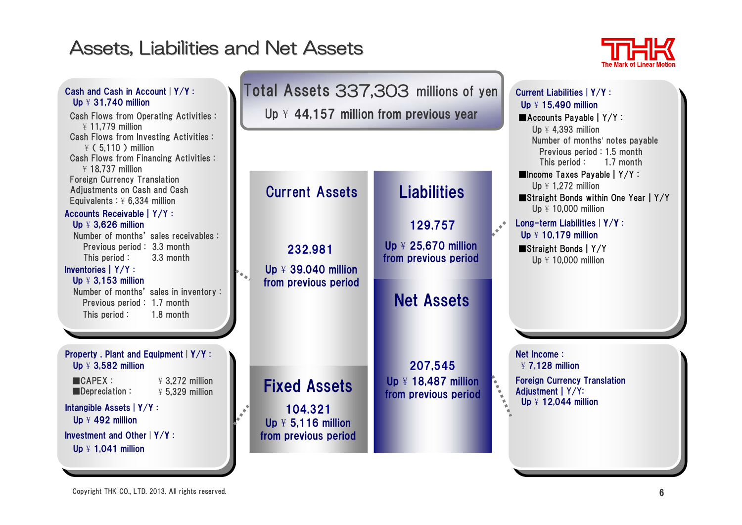# Assets, Liabilities and Net Assets

**Total Assets 337,303 millions of yen**

**Up ¥ 44,157 million from previous year**

**Cash and Cash in Account | Y/Y :**
Up ¥ 31,740 million

- Cash Flows from Operating Activities : ¥ 11,779 million
- Cash Flows from Investing Activities : ¥ ( 5,110 ) million
- Cash Flows from Financing Activities : ¥ 18,737 million
- Foreign Currency Translation Adjustments on Cash and Cash Equivalents : ¥ 6,334 million

**Accounts Receivable | Y/Y :**
Up ¥ 3,626 million

Number of months' sales receivables :
- Previous period : 3.3 month
- This period : 3.3 month

**Inventories | Y/Y :**
Up ¥ 3,153 million

Number of months' sales in inventory :
- Previous period : 1.7 month
- This period : 1.8 month

**Property , Plant and Equipment | Y/Y :**
Up ¥ 3,582 million

- ■CAPEX : ¥ 3,272 million
- ■Depreciation : ¥ 5,329 million

**Intangible Assets | Y/Y :**
Up ¥ 492 million

**Investment and Other | Y/Y :**
Up ¥ 1,041 million

| Assets | Liabilities and Net Assets |
|---|---|
| **Current Assets** 232,981 Up ¥ 39,040 million from previous period | **Liabilities** 129,757 Up ¥ 25,670 million from previous period |
| **Fixed Assets** 104,321 Up ¥ 5,116 million from previous period | **Net Assets** 207,545 Up ¥ 18,487 million from previous period |

**Current Liabilities | Y/Y :**
Up ¥ 15,490 million

- ■Accounts Payable | Y/Y : Up ¥ 4,393 million
  - Number of months' notes payable
    - Previous period : 1.5 month
    - This period : 1.7 month
- ■Income Taxes Payable | Y/Y : Up ¥ 1,272 million
- ■Straight Bonds within One Year | Y/Y : Up ¥ 10,000 million

**Long-term Liabilities | Y/Y :**
Up ¥ 10,179 million

- ■Straight Bonds | Y/Y : Up ¥ 10,000 million

**Net Income :**
¥ 7,128 million

**Foreign Currency Translation Adjustment | Y/Y:**
Up ¥ 12,044 million

Copyright THK CO., LTD. 2013. All rights reserved.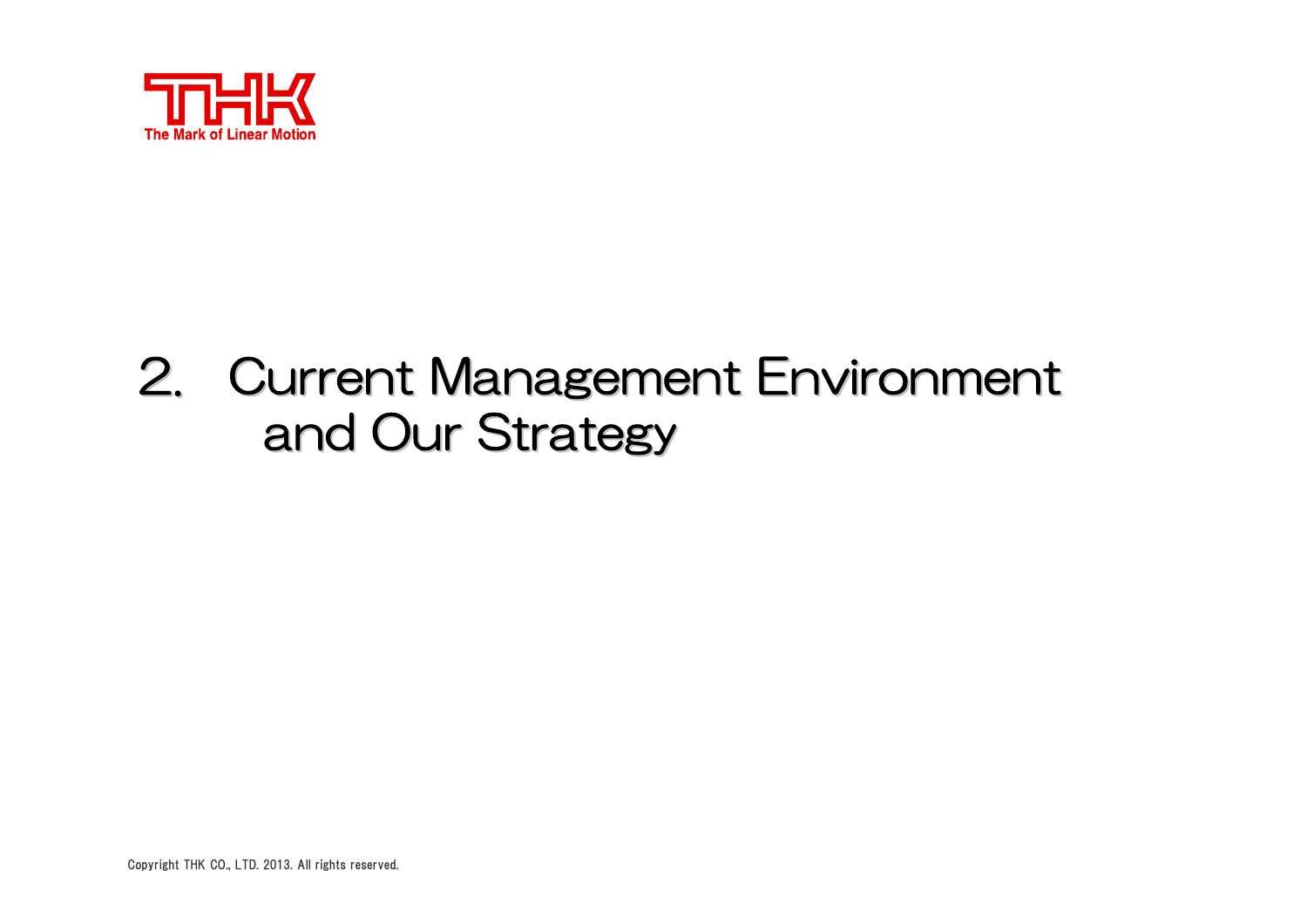# 2. Current Management Environment and Our Strategy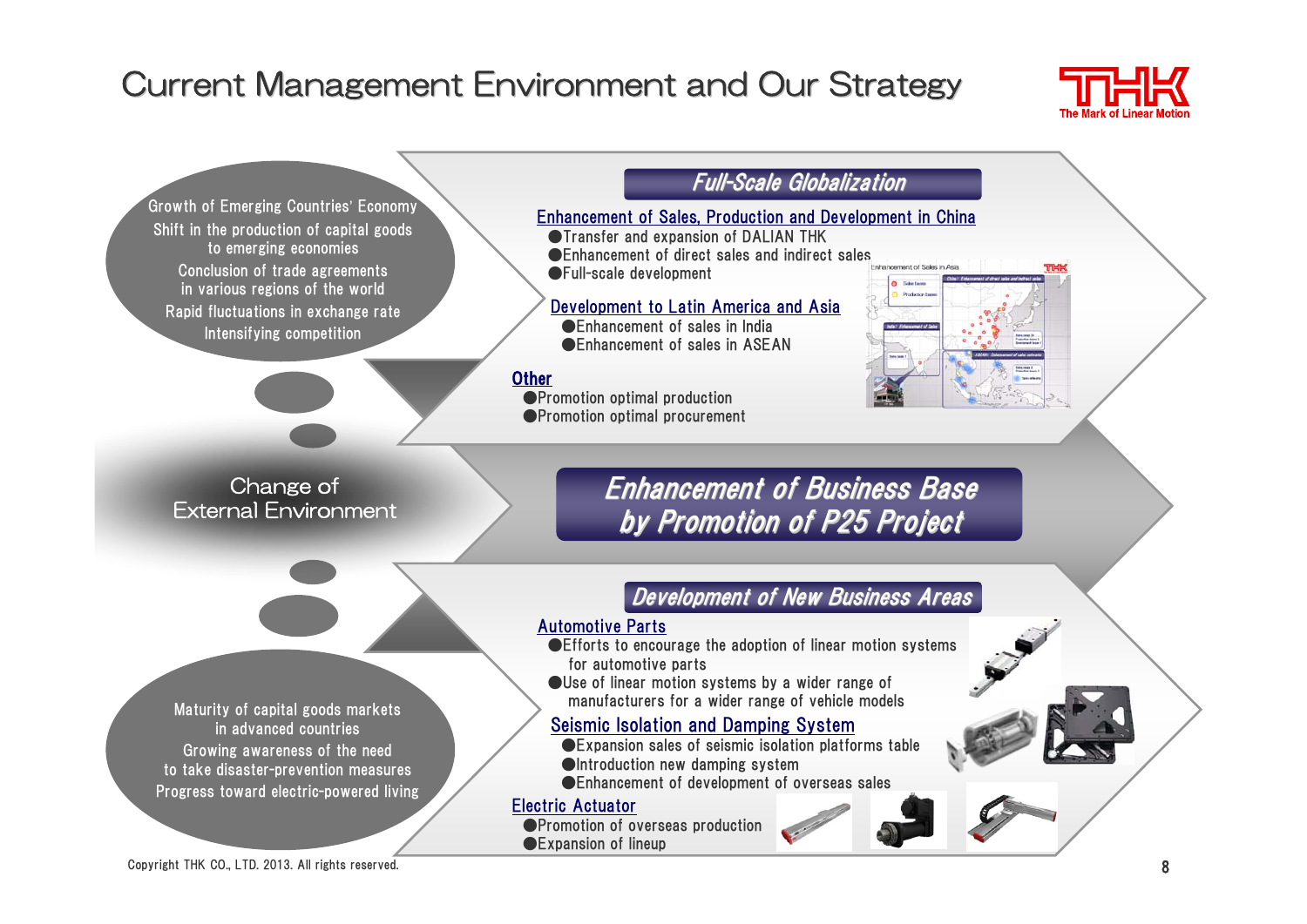# Current Management Environment and Our Strategy

Growth of Emerging Countries' Economy
Shift in the production of capital goods to emerging economies
Conclusion of trade agreements in various regions of the world
Rapid fluctuations in exchange rate
Intensifying competition

Change of External Environment

Maturity of capital goods markets in advanced countries
Growing awareness of the need to take disaster-prevention measures
Progress toward electric-powered living

## *Full-Scale Globalization*

**Enhancement of Sales, Production and Development in China**

- Transfer and expansion of DALIAN THK
- Enhancement of direct sales and indirect sales
- Full-scale development

**Development to Latin America and Asia**

- Enhancement of sales in India
- Enhancement of sales in ASEAN

**Other**

- Promotion optimal production
- Promotion optimal procurement

## *Enhancement of Business Base by Promotion of P25 Project*

## *Development of New Business Areas*

**Automotive Parts**

- Efforts to encourage the adoption of linear motion systems for automotive parts
- Use of linear motion systems by a wider range of manufacturers for a wider range of vehicle models

**Seismic Isolation and Damping System**

- Expansion sales of seismic isolation platforms table
- Introduction new damping system
- Enhancement of development of overseas sales

**Electric Actuator**

- Promotion of overseas production
- Expansion of lineup

Copyright THK CO., LTD. 2013. All rights reserved.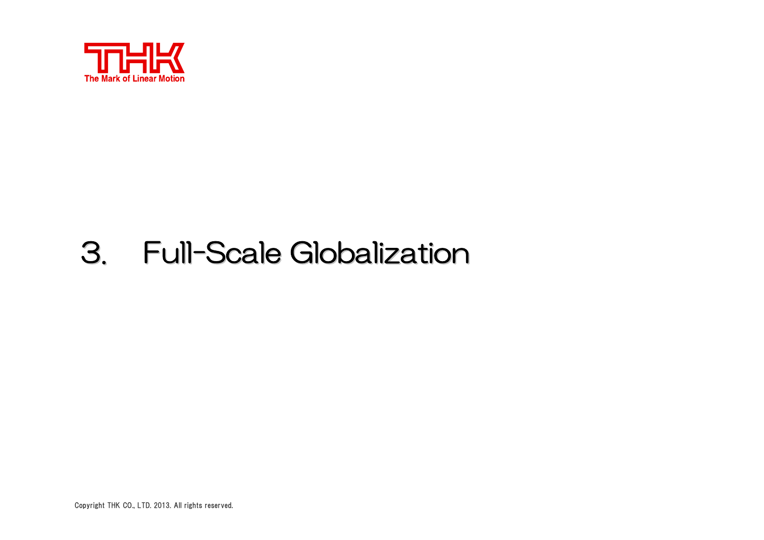# 3. Full-Scale Globalization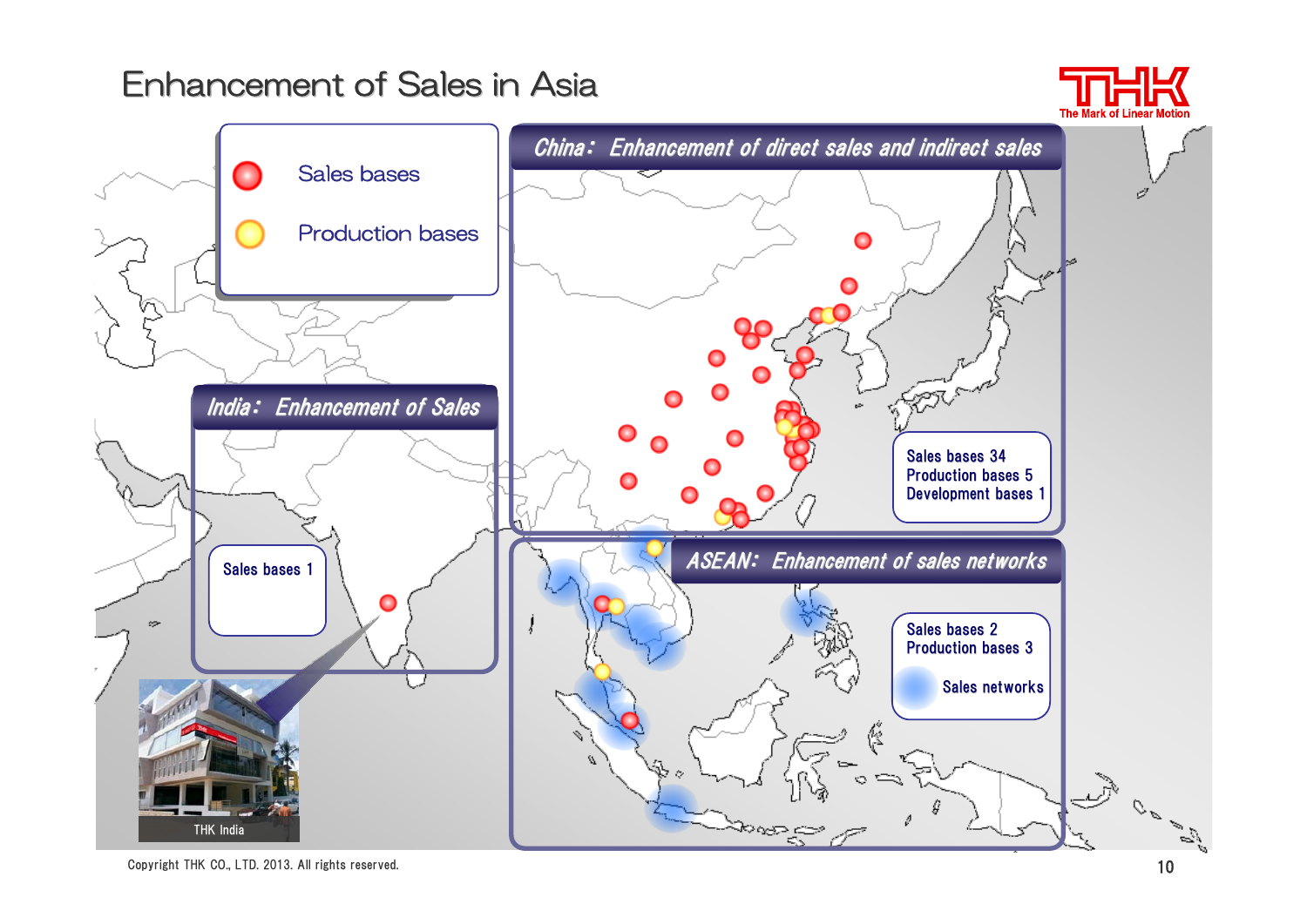# Enhancement of Sales in Asia

Sales bases

Production bases

## China： Enhancement of direct sales and indirect sales

Sales bases 34
Production bases 5
Development bases 1

## India： Enhancement of Sales

Sales bases 1

THK India

## ASEAN： Enhancement of sales networks

Sales bases 2
Production bases 3

Sales networks

Copyright THK CO., LTD. 2013. All rights reserved.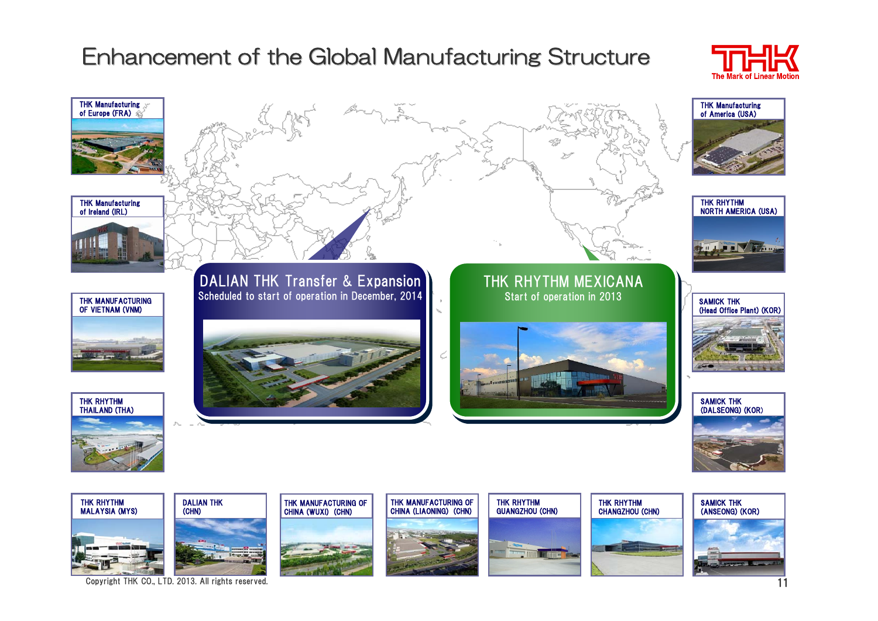# Enhancement of the Global Manufacturing Structure

THK Manufacturing of Europe (FRA)

THK Manufacturing of Ireland (IRL)

THK MANUFACTURING OF VIETNAM (VNM)

THK RHYTHM THAILAND (THA)

THK Manufacturing of America (USA)

THK RHYTHM NORTH AMERICA (USA)

SAMICK THK (Head Office Plant) (KOR)

SAMICK THK (DALSEONG) (KOR)

## DALIAN THK Transfer & Expansion

Scheduled to start of operation in December, 2014

## THK RHYTHM MEXICANA

Start of operation in 2013

THK RHYTHM MALAYSIA (MYS)

DALIAN THK (CHN)

THK MANUFACTURING OF CHINA (WUXI) (CHN)

THK MANUFACTURING OF CHINA (LIAONING) (CHN)

THK RHYTHM GUANGZHOU (CHN)

THK RHYTHM CHANGZHOU (CHN)

SAMICK THK (ANSEONG) (KOR)

Copyright THK CO., LTD. 2013. All rights reserved.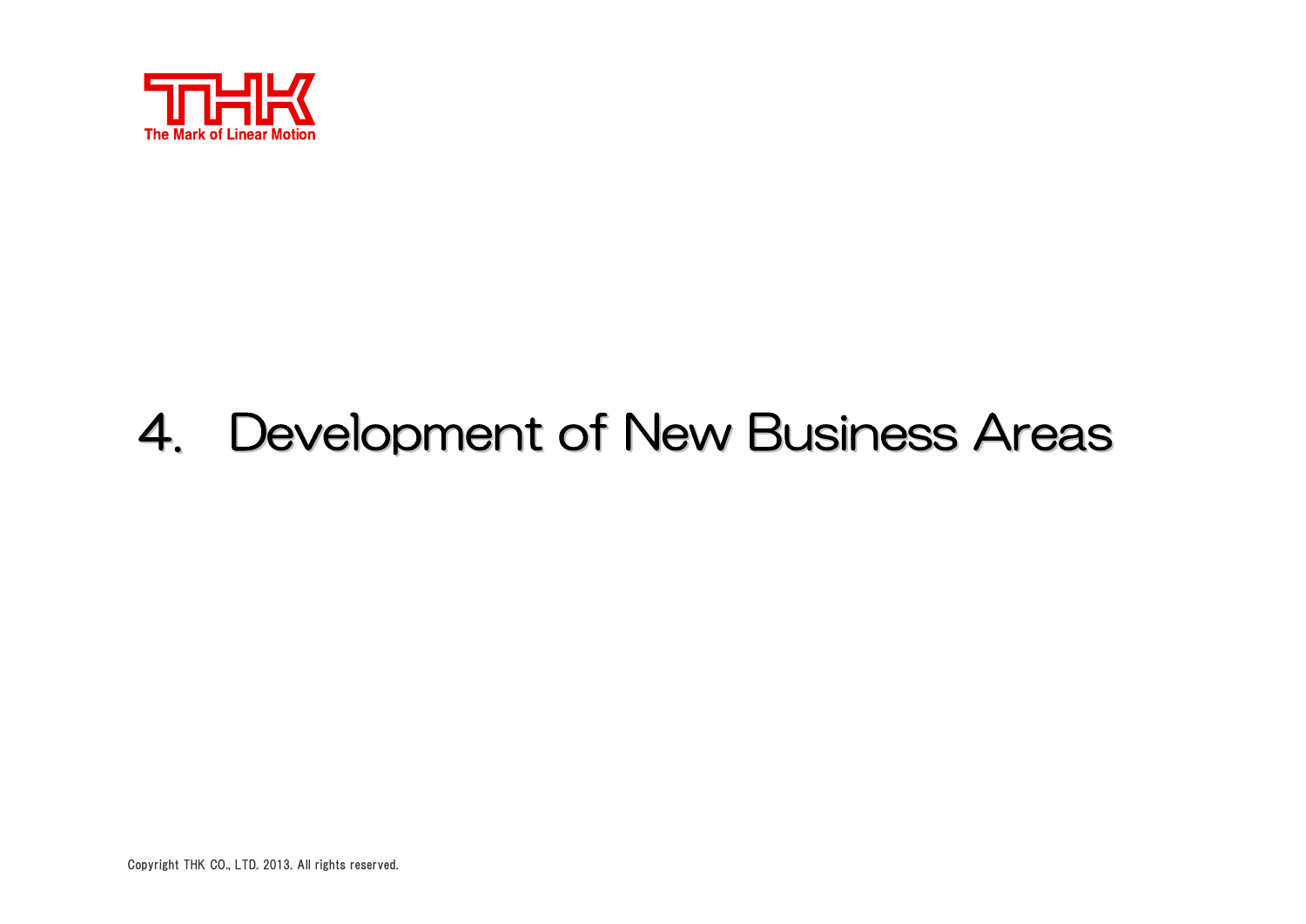# 4. Development of New Business Areas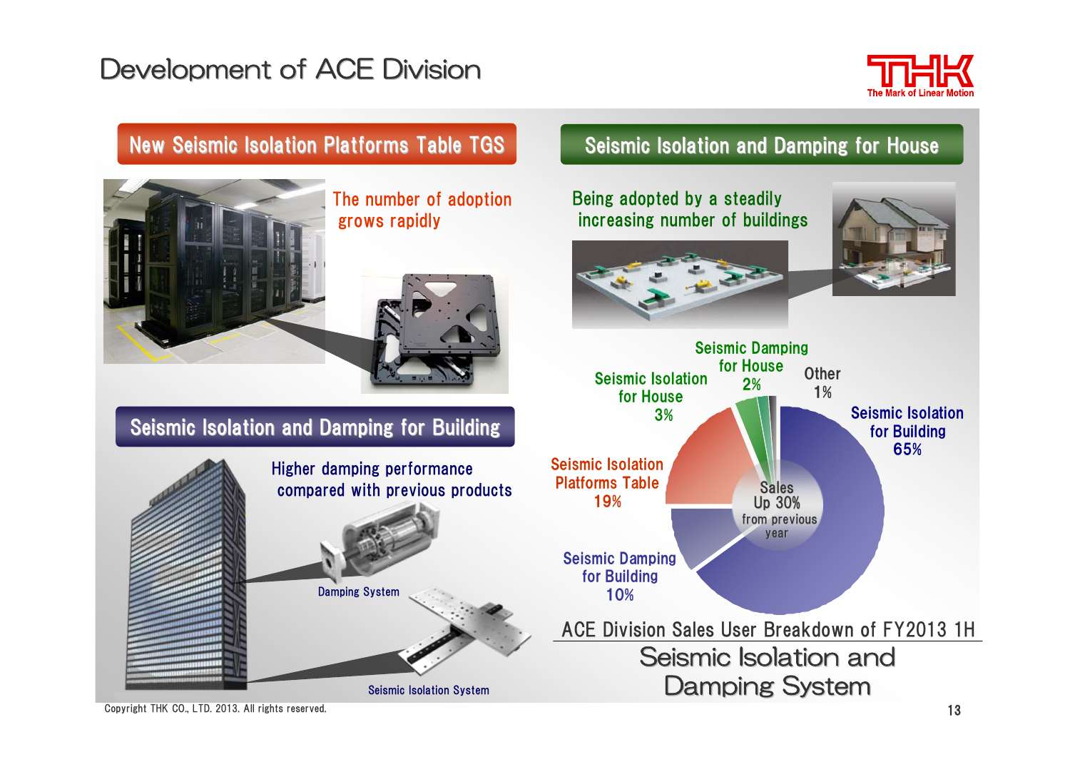# Development of ACE Division

## New Seismic Isolation Platforms Table TGS

The number of adoption grows rapidly

## Seismic Isolation and Damping for House

Being adopted by a steadily increasing number of buildings

## Seismic Isolation and Damping for Building

Higher damping performance compared with previous products

Damping System

Seismic Isolation System

### ACE Division Sales User Breakdown of FY2013 1H

Sales Up 30% from previous year

| Category | Share |
|---|---|
| Seismic Isolation for Building | 65% |
| Seismic Isolation Platforms Table | 19% |
| Seismic Damping for Building | 10% |
| Seismic Isolation for House | 3% |
| Seismic Damping for House | 2% |
| Other | 1% |

## Seismic Isolation and Damping System

Copyright THK CO., LTD. 2013. All rights reserved.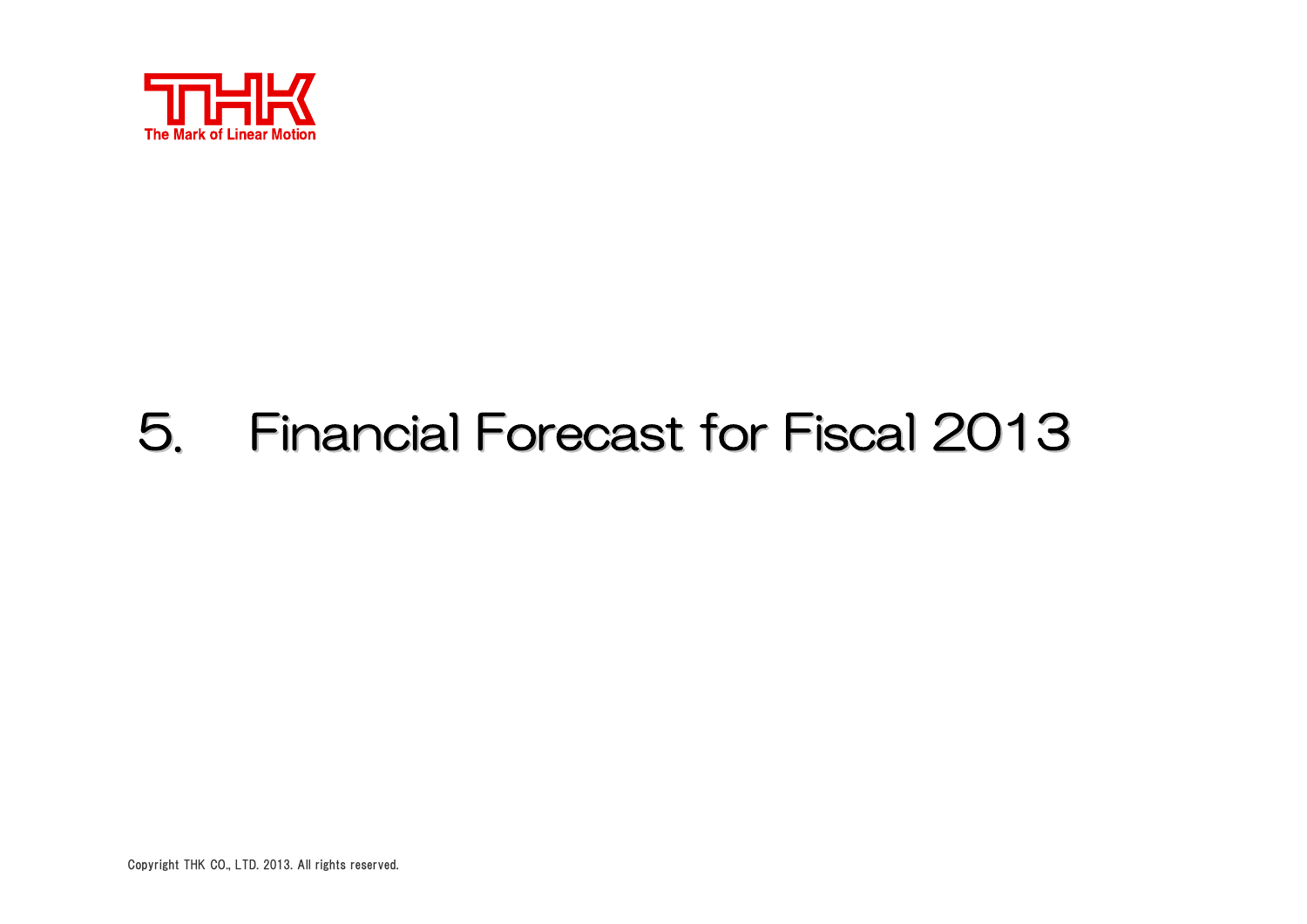# 5. Financial Forecast for Fiscal 2013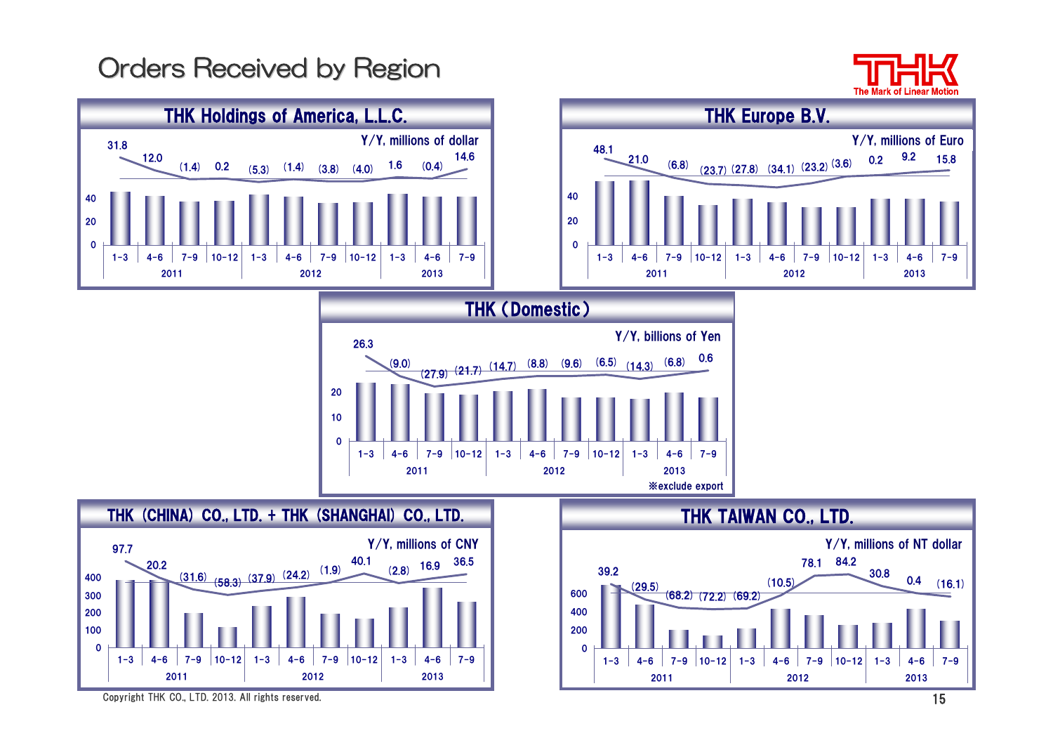# Orders Received by Region

## THK Holdings of America, L.L.C.

Y/Y, millions of dollar

| | 2011 | | | | 2012 | | | | 2013 | | |
|---|---|---|---|---|---|---|---|---|---|---|---|
| | 1-3 | 4-6 | 7-9 | 10-12 | 1-3 | 4-6 | 7-9 | 10-12 | 1-3 | 4-6 | 7-9 |
| Y/Y (%) | 31.8 | 12.0 | (1.4) | 0.2 | (5.3) | (1.4) | (3.8) | (4.0) | 1.6 | (0.4) | 14.6 |

## THK Europe B.V.

Y/Y, millions of Euro

| | 2011 | | | | 2012 | | | | 2013 | | |
|---|---|---|---|---|---|---|---|---|---|---|---|
| | 1-3 | 4-6 | 7-9 | 10-12 | 1-3 | 4-6 | 7-9 | 10-12 | 1-3 | 4-6 | 7-9 |
| Y/Y (%) | 48.1 | 21.0 | (6.8) | (23.7) | (27.8) | (34.1) | (23.2) | (3.6) | 0.2 | 9.2 | 15.8 |

## THK (Domestic)

Y/Y, billions of Yen

| | 2011 | | | | 2012 | | | | 2013 | | |
|---|---|---|---|---|---|---|---|---|---|---|---|
| | 1-3 | 4-6 | 7-9 | 10-12 | 1-3 | 4-6 | 7-9 | 10-12 | 1-3 | 4-6 | 7-9 |
| Y/Y (%) | 26.3 | (9.0) | (27.9) | (21.7) | (14.7) | (8.8) | (9.6) | (6.5) | (14.3) | (6.8) | 0.6 |

※exclude export

## THK (CHINA) CO., LTD. + THK (SHANGHAI) CO., LTD.

Y/Y, millions of CNY

| | 2011 | | | | 2012 | | | | 2013 | | |
|---|---|---|---|---|---|---|---|---|---|---|---|
| | 1-3 | 4-6 | 7-9 | 10-12 | 1-3 | 4-6 | 7-9 | 10-12 | 1-3 | 4-6 | 7-9 |
| Y/Y (%) | 97.7 | 20.2 | (31.6) | (58.3) | (37.9) | (24.2) | (1.9) | 40.1 | (2.8) | 16.9 | 36.5 |

## THK TAIWAN CO., LTD.

Y/Y, millions of NT dollar

| | 2011 | | | | 2012 | | | | 2013 | | |
|---|---|---|---|---|---|---|---|---|---|---|---|
| | 1-3 | 4-6 | 7-9 | 10-12 | 1-3 | 4-6 | 7-9 | 10-12 | 1-3 | 4-6 | 7-9 |
| Y/Y (%) | 39.2 | (29.5) | (68.2) | (72.2) | (69.2) | (10.5) | 78.1 | 84.2 | 30.8 | 0.4 | (16.1) |

Copyright THK CO., LTD. 2013. All rights reserved.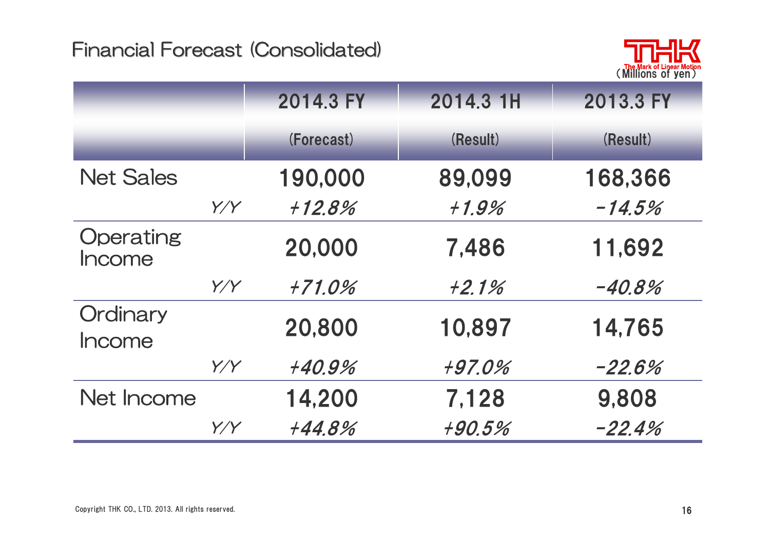# Financial Forecast (Consolidated)

(Millions of yen)

| | | 2014.3 FY (Forecast) | 2014.3 1H (Result) | 2013.3 FY (Result) |
|---|---|---|---|---|
| Net Sales | | 190,000 | 89,099 | 168,366 |
| | Y/Y | *+12.8%* | *+1.9%* | *-14.5%* |
| Operating Income | | 20,000 | 7,486 | 11,692 |
| | Y/Y | *+71.0%* | *+2.1%* | *-40.8%* |
| Ordinary Income | | 20,800 | 10,897 | 14,765 |
| | Y/Y | *+40.9%* | *+97.0%* | *-22.6%* |
| Net Income | | 14,200 | 7,128 | 9,808 |
| | Y/Y | *+44.8%* | *+90.5%* | *-22.4%* |

Copyright THK CO., LTD. 2013. All rights reserved.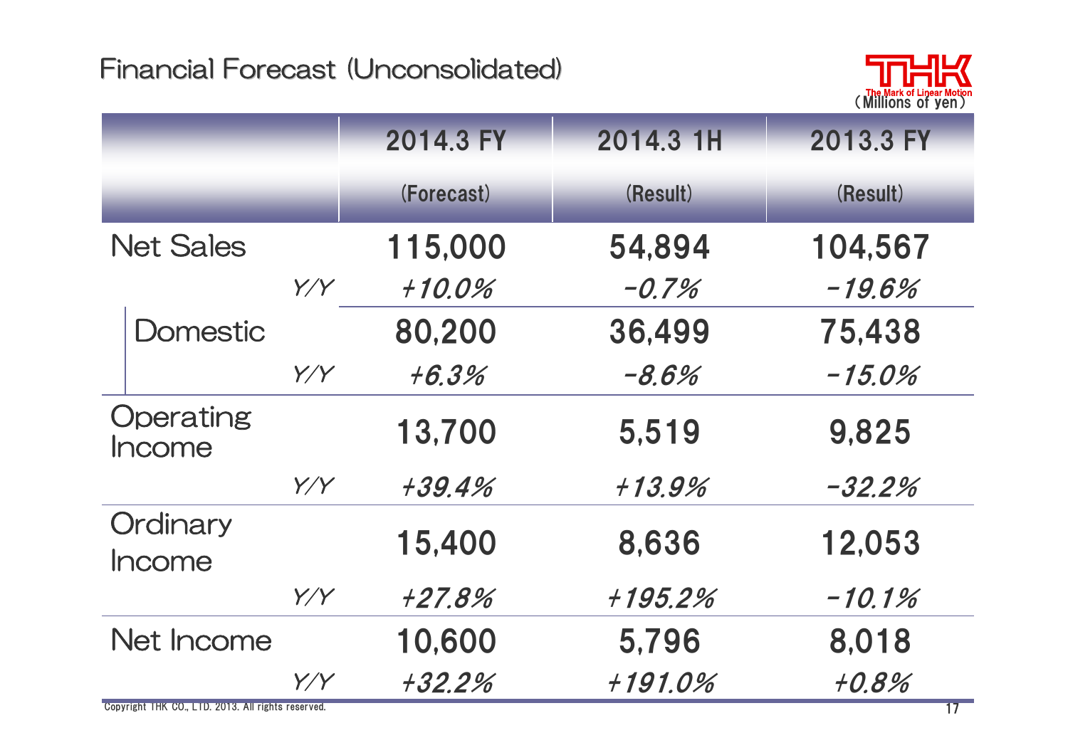# Financial Forecast (Unconsolidated)

(Millions of yen)

| | | 2014.3 FY (Forecast) | 2014.3 1H (Result) | 2013.3 FY (Result) |
|---|---|---|---|---|
| Net Sales | | 115,000 | 54,894 | 104,567 |
| | Y/Y | *+10.0%* | *-0.7%* | *-19.6%* |
| Domestic | | 80,200 | 36,499 | 75,438 |
| | Y/Y | *+6.3%* | *-8.6%* | *-15.0%* |
| Operating Income | | 13,700 | 5,519 | 9,825 |
| | Y/Y | *+39.4%* | *+13.9%* | *-32.2%* |
| Ordinary Income | | 15,400 | 8,636 | 12,053 |
| | Y/Y | *+27.8%* | *+195.2%* | *-10.1%* |
| Net Income | | 10,600 | 5,796 | 8,018 |
| | Y/Y | *+32.2%* | *+191.0%* | *+0.8%* |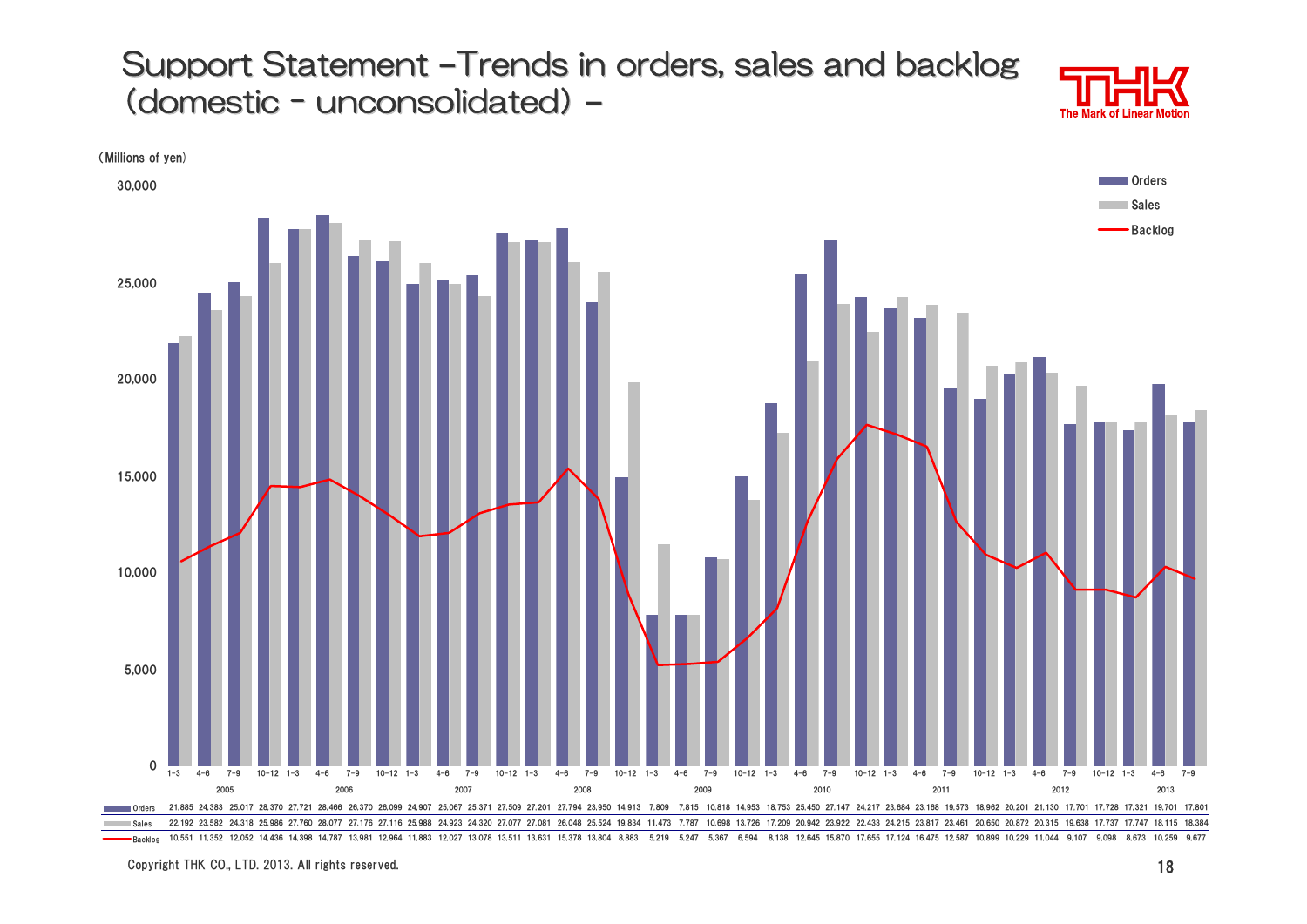# Support Statement –Trends in orders, sales and backlog (domestic – unconsolidated) –

THK The Mark of Linear Motion

(Millions of yen)

| Year | Quarter | Orders | Sales | Backlog |
|---|---|---|---|---|
| 2005 | 1-3 | 21,885 | 22,192 | 10,551 |
| | 4-6 | 24,383 | 23,582 | 11,352 |
| | 7-9 | 25,017 | 24,318 | 12,052 |
| | 10-12 | 28,370 | 25,986 | 14,436 |
| 2006 | 1-3 | 27,721 | 27,760 | 14,398 |
| | 4-6 | 28,466 | 28,077 | 14,787 |
| | 7-9 | 26,370 | 27,176 | 13,981 |
| | 10-12 | 26,099 | 27,116 | 12,964 |
| 2007 | 1-3 | 24,907 | 25,988 | 11,883 |
| | 4-6 | 25,067 | 24,923 | 12,027 |
| | 7-9 | 25,371 | 24,320 | 13,078 |
| | 10-12 | 27,509 | 27,077 | 13,511 |
| 2008 | 1-3 | 27,201 | 27,081 | 13,631 |
| | 4-6 | 27,794 | 26,048 | 15,378 |
| | 7-9 | 23,950 | 25,524 | 13,804 |
| | 10-12 | 14,913 | 19,834 | 8,883 |
| 2009 | 1-3 | 7,809 | 11,473 | 5,219 |
| | 4-6 | 7,815 | 7,787 | 5,247 |
| | 7-9 | 10,818 | 10,698 | 5,367 |
| | 10-12 | 14,953 | 13,726 | 6,594 |
| 2010 | 1-3 | 18,753 | 17,209 | 8,138 |
| | 4-6 | 25,450 | 20,942 | 12,645 |
| | 7-9 | 27,147 | 23,922 | 15,870 |
| | 10-12 | 24,217 | 22,433 | 17,655 |
| 2011 | 1-3 | 23,684 | 24,215 | 17,124 |
| | 4-6 | 23,168 | 23,817 | 16,475 |
| | 7-9 | 19,573 | 23,461 | 12,587 |
| | 10-12 | 18,962 | 20,650 | 10,899 |
| 2012 | 1-3 | 20,201 | 20,872 | 10,229 |
| | 4-6 | 21,130 | 20,315 | 11,044 |
| | 7-9 | 17,701 | 19,638 | 9,107 |
| | 10-12 | 17,728 | 17,737 | 9,098 |
| 2013 | 1-3 | 17,321 | 17,747 | 8,673 |
| | 4-6 | 19,701 | 18,115 | 10,259 |
| | 7-9 | 17,801 | 18,384 | 9,677 |

Copyright THK CO., LTD. 2013. All rights reserved.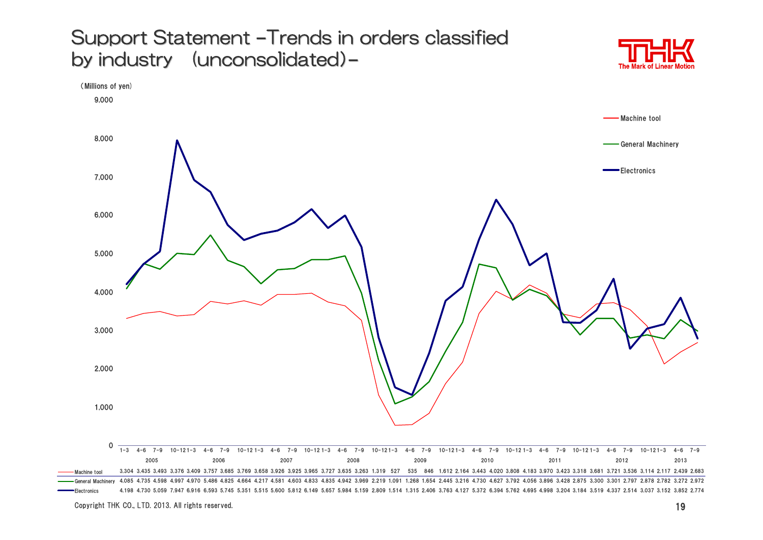# Support Statement -Trends in orders classified by industry (unconsolidated)-

(Millions of yen)

9,000
8,000
7,000
6,000
5,000
4,000
3,000
2,000
1,000
0

Machine tool
General Machinery
Electronics

1-3 4-6 7-9 10-12 1-3 4-6 7-9 10-12 1-3 4-6 7-9 10-12 1-3 4-6 7-9 10-12 1-3 4-6 7-9 10-12 1-3 4-6 7-9 10-12 1-3 4-6 7-9 10-12 1-3 4-6 7-9 10-12 1-3 4-6 7-9

2005 2006 2007 2008 2009 2010 2011 2012 2013

Machine tool 3,304 3,435 3,493 3,376 3,409 3,757 3,685 3,769 3,658 3,926 3,925 3,965 3,727 3,635 3,263 1,319 527 535 846 1,612 2,164 3,443 4,020 3,808 4,183 3,970 3,423 3,318 3,681 3,721 3,536 3,114 2,117 2,439 2,683

General Machinery 4,085 4,735 4,598 4,997 4,970 5,486 4,825 4,664 4,217 4,581 4,603 4,833 4,835 4,942 3,969 2,219 1,091 1,268 1,654 2,445 3,216 4,730 4,627 3,792 4,056 3,896 3,428 2,875 3,300 3,301 2,797 2,878 2,782 3,272 2,972

Electronics 4,198 4,730 5,059 7,947 6,916 6,593 5,745 5,351 5,515 5,600 5,812 6,149 5,657 5,984 5,159 2,809 1,514 1,315 2,406 3,763 4,127 5,372 6,394 5,762 4,695 4,998 3,204 3,184 3,519 4,337 2,514 3,037 3,152 3,852 2,774

Copyright THK CO., LTD. 2013. All rights reserved.